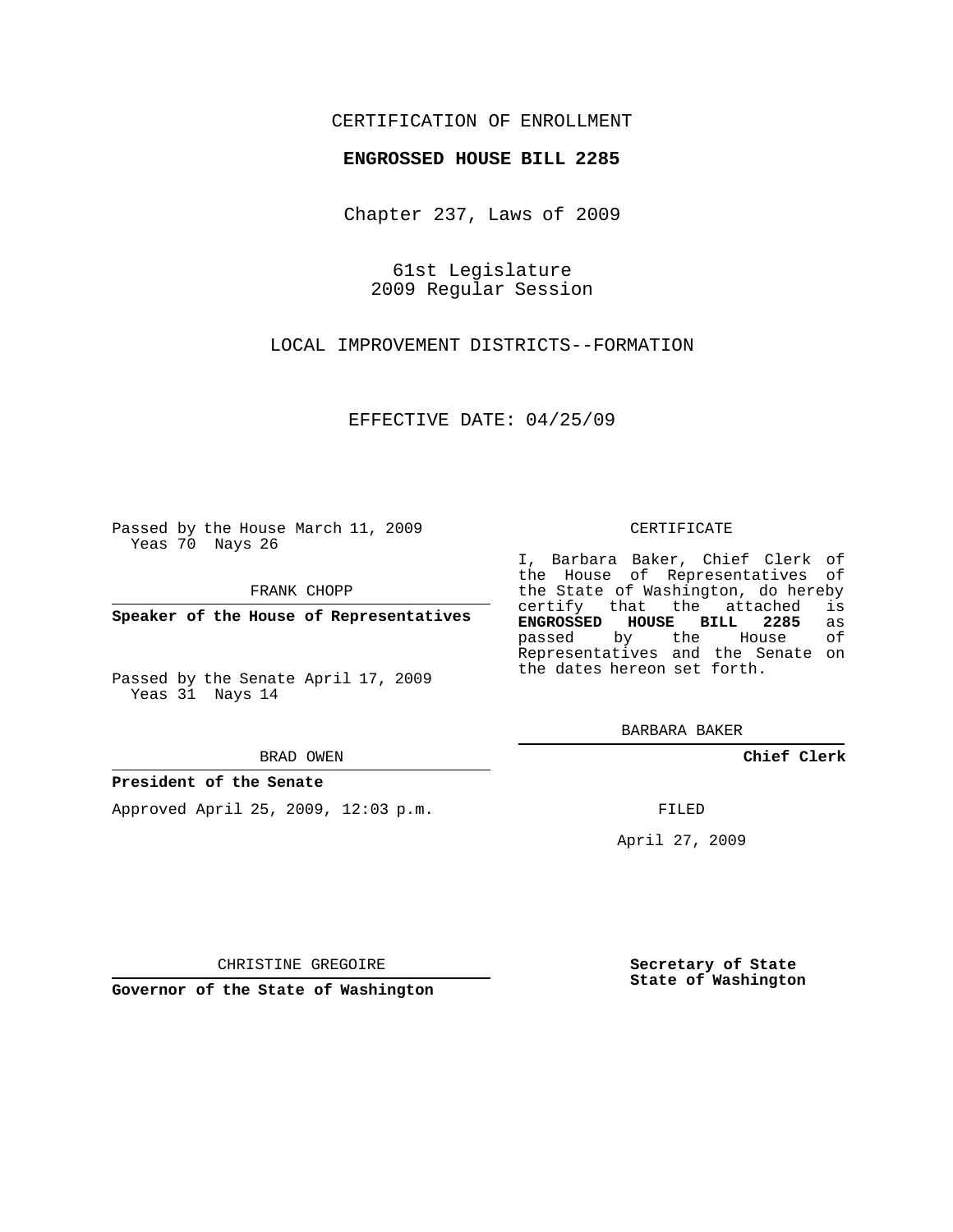CERTIFICATION OF ENROLLMENT

**ENGROSSED HOUSE BILL 2285**

Chapter 237, Laws of 2009

61st Legislature
2009 Regular Session

LOCAL IMPROVEMENT DISTRICTS--FORMATION

EFFECTIVE DATE: 04/25/09

Passed by the House March 11, 2009
Yeas 70 Nays 26

FRANK CHOPP

**Speaker of the House of Representatives**

Passed by the Senate April 17, 2009
Yeas 31 Nays 14

BRAD OWEN

**President of the Senate**

Approved April 25, 2009, 12:03 p.m.

CHRISTINE GREGOIRE

**Governor of the State of Washington**

CERTIFICATE

I, Barbara Baker, Chief Clerk of the House of Representatives of the State of Washington, do hereby certify that the attached is **ENGROSSED HOUSE BILL 2285** as passed by the House of Representatives and the Senate on the dates hereon set forth.

BARBARA BAKER

**Chief Clerk**

FILED

April 27, 2009

**Secretary of State**
**State of Washington**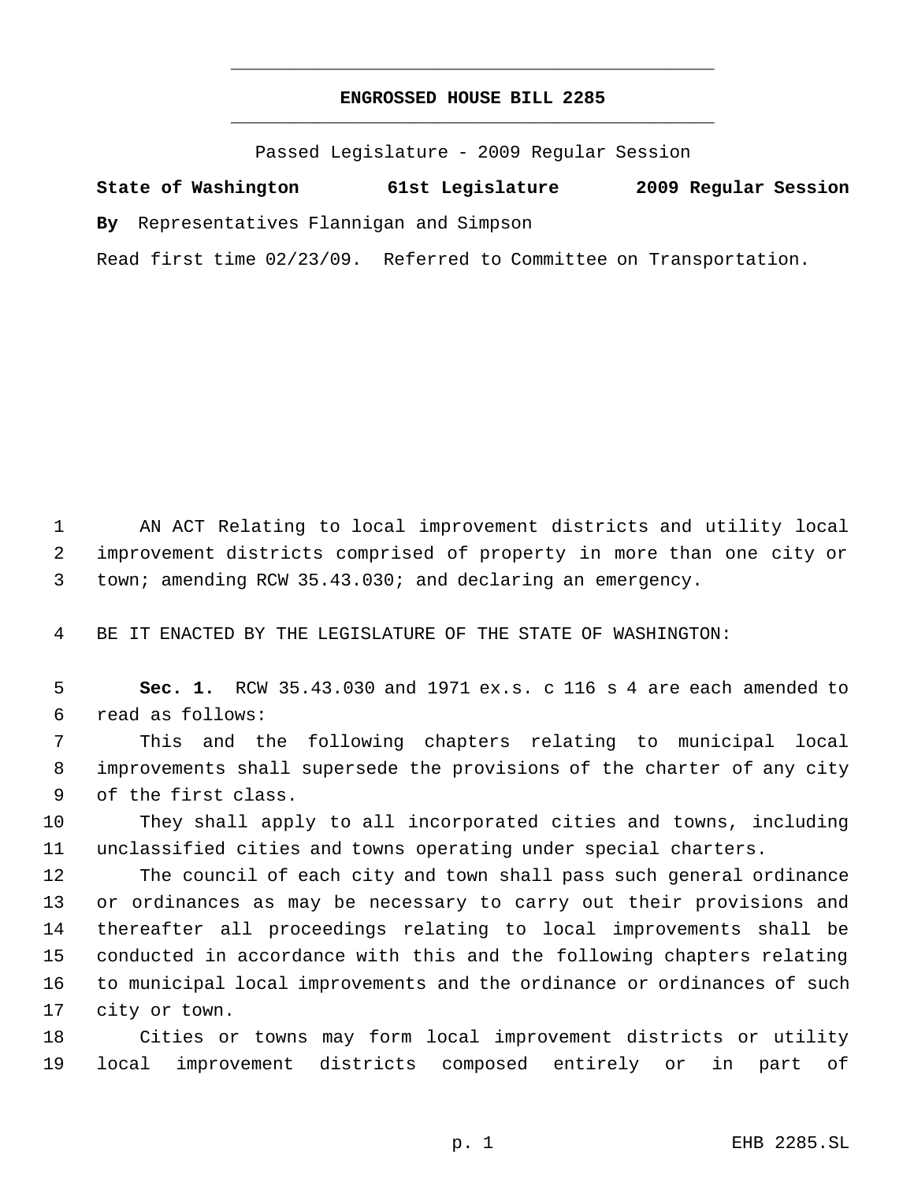**ENGROSSED HOUSE BILL 2285**

Passed Legislature - 2009 Regular Session

**State of Washington 61st Legislature 2009 Regular Session**

**By** Representatives Flannigan and Simpson

Read first time 02/23/09. Referred to Committee on Transportation.

1 AN ACT Relating to local improvement districts and utility local
2 improvement districts comprised of property in more than one city or
3 town; amending RCW 35.43.030; and declaring an emergency.

4 BE IT ENACTED BY THE LEGISLATURE OF THE STATE OF WASHINGTON:

5 **Sec. 1.** RCW 35.43.030 and 1971 ex.s. c 116 s 4 are each amended to
6 read as follows:

7 This and the following chapters relating to municipal local
8 improvements shall supersede the provisions of the charter of any city
9 of the first class.

10 They shall apply to all incorporated cities and towns, including
11 unclassified cities and towns operating under special charters.

12 The council of each city and town shall pass such general ordinance
13 or ordinances as may be necessary to carry out their provisions and
14 thereafter all proceedings relating to local improvements shall be
15 conducted in accordance with this and the following chapters relating
16 to municipal local improvements and the ordinance or ordinances of such
17 city or town.

18 Cities or towns may form local improvement districts or utility
19 local improvement districts composed entirely or in part of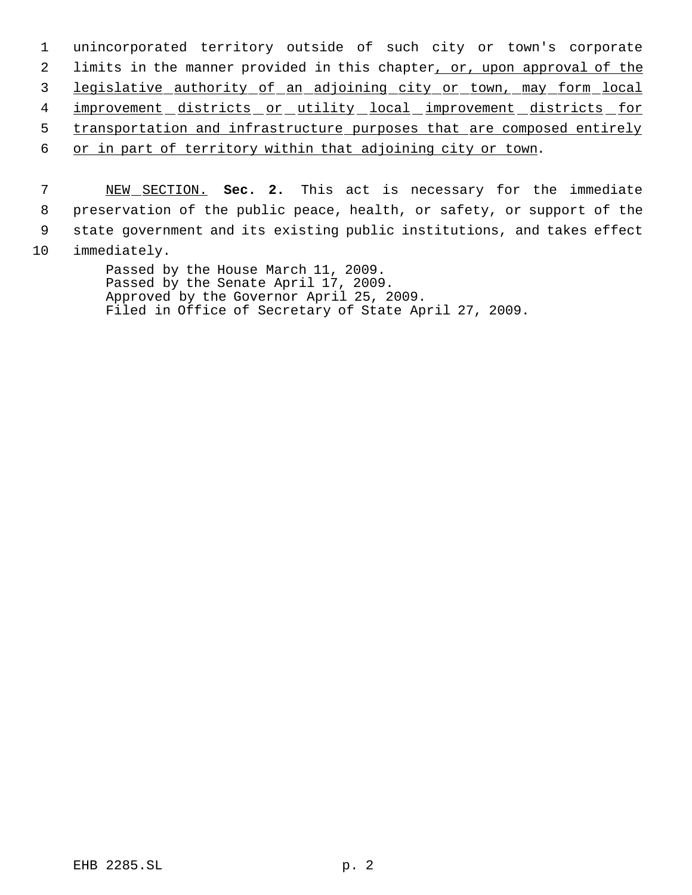unincorporated territory outside of such city or town's corporate limits in the manner provided in this chapter, or, upon approval of the legislative authority of an adjoining city or town, may form local improvement districts or utility local improvement districts for transportation and infrastructure purposes that are composed entirely or in part of territory within that adjoining city or town.

NEW SECTION. **Sec. 2.** This act is necessary for the immediate preservation of the public peace, health, or safety, or support of the state government and its existing public institutions, and takes effect immediately.

Passed by the House March 11, 2009.
Passed by the Senate April 17, 2009.
Approved by the Governor April 25, 2009.
Filed in Office of Secretary of State April 27, 2009.